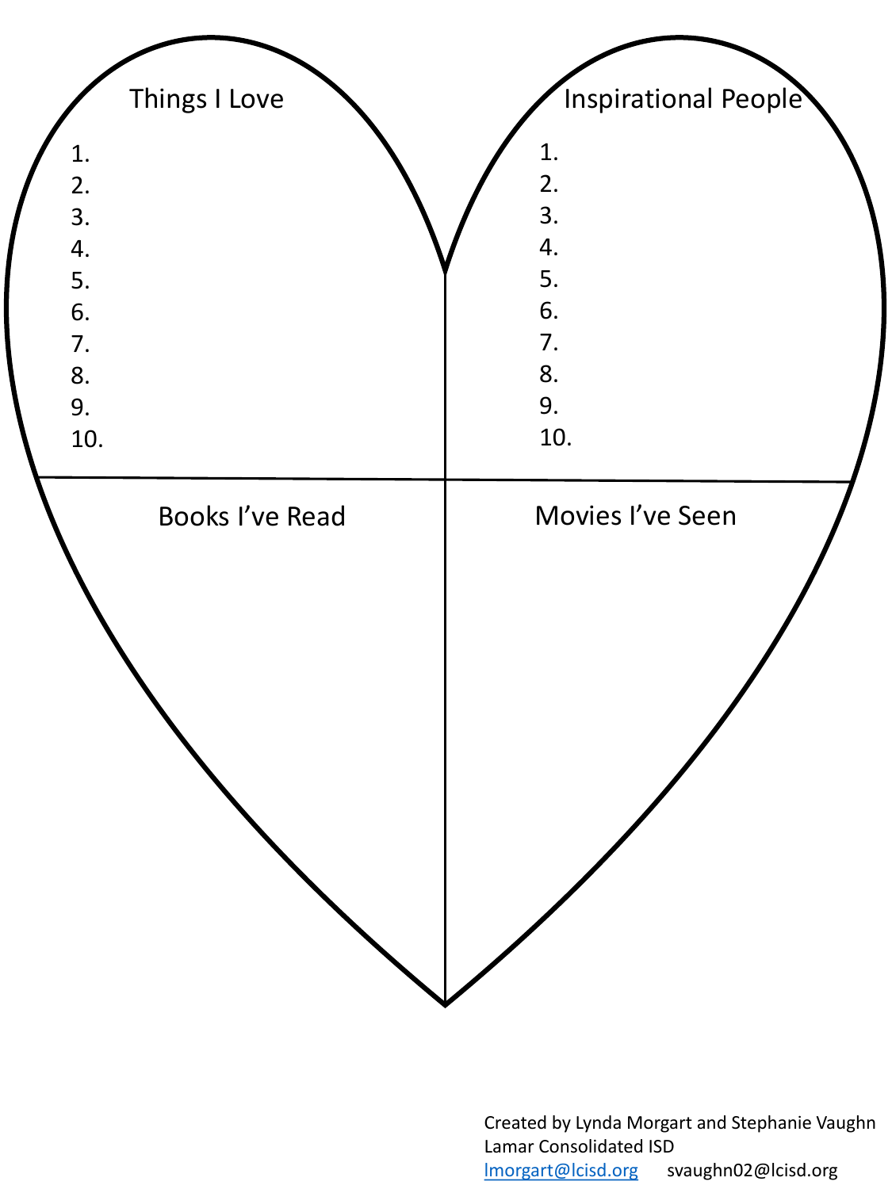## Things I Love

1.
2.
3.
4.
5.
6.
7.
8.
9.
10.

## Inspirational People

1.
2.
3.
4.
5.
6.
7.
8.
9.
10.

## Books I've Read

## Movies I've Seen

Created by Lynda Morgart and Stephanie Vaughn
Lamar Consolidated ISD
lmorgart@lcisd.org svaughn02@lcisd.org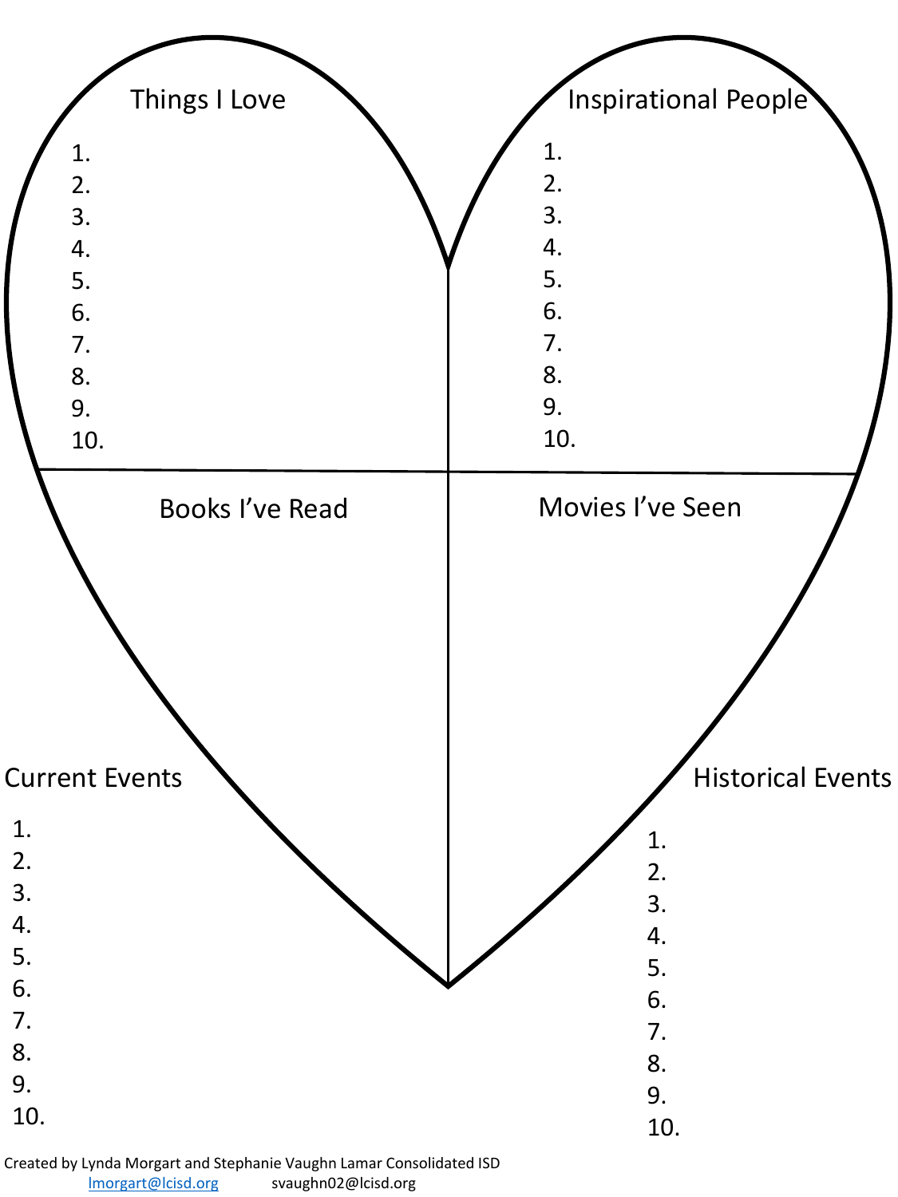## Things I Love

1.
2.
3.
4.
5.
6.
7.
8.
9.
10.

## Inspirational People

1.
2.
3.
4.
5.
6.
7.
8.
9.
10.

## Books I've Read

## Movies I've Seen

## Current Events

1.
2.
3.
4.
5.
6.
7.
8.
9.
10.

## Historical Events

1.
2.
3.
4.
5.
6.
7.
8.
9.
10.

Created by Lynda Morgart and Stephanie Vaughn Lamar Consolidated ISD
lmorgart@lcisd.org svaughn02@lcisd.org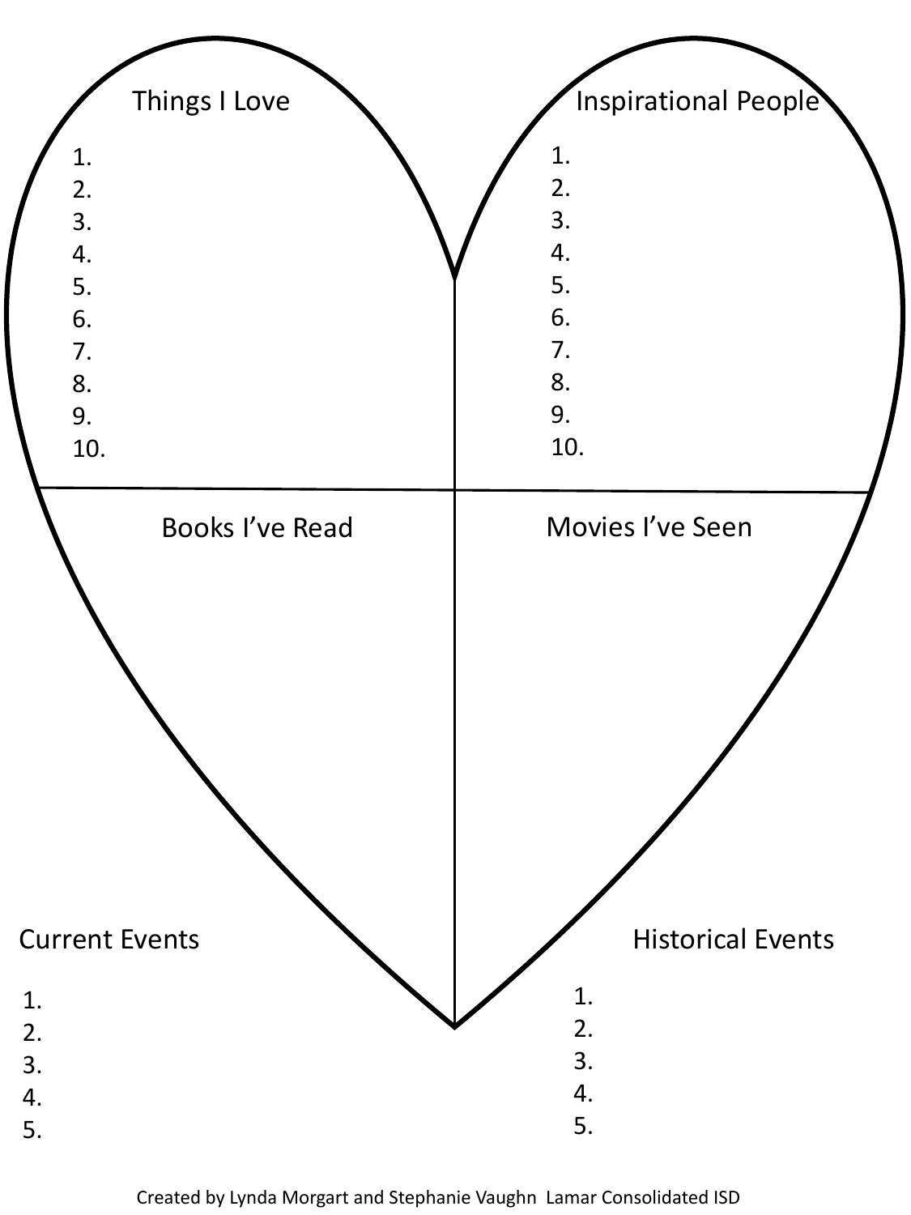## Things I Love

1. 
2. 
3. 
4. 
5. 
6. 
7. 
8. 
9. 
10. 

## Inspirational People

1. 
2. 
3. 
4. 
5. 
6. 
7. 
8. 
9. 
10. 

## Books I've Read

## Movies I've Seen

## Current Events

1. 
2. 
3. 
4. 
5. 

## Historical Events

1. 
2. 
3. 
4. 
5. 

Created by Lynda Morgart and Stephanie Vaughn Lamar Consolidated ISD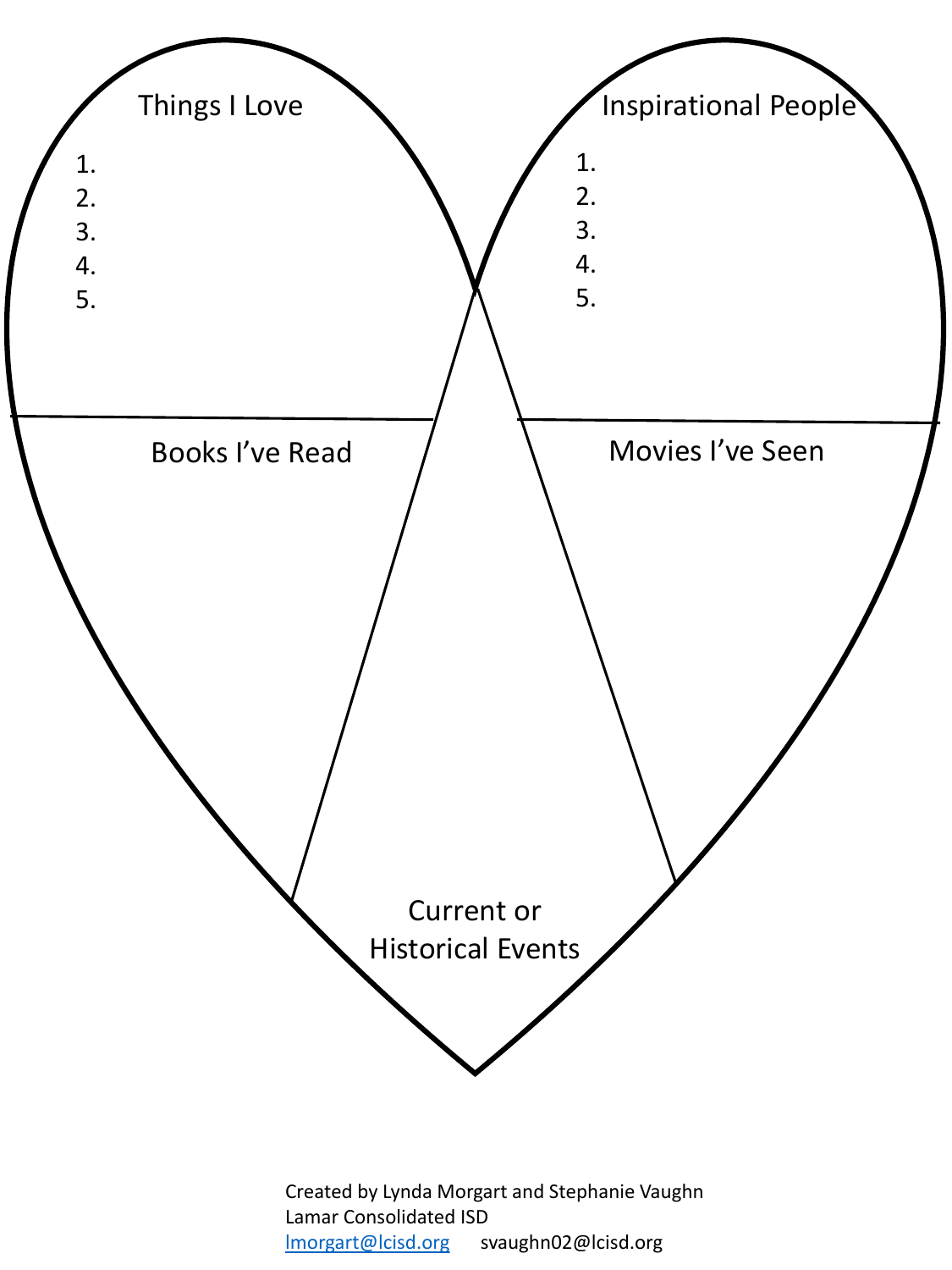Things I Love

1.
2.
3.
4.
5.

Inspirational People

1.
2.
3.
4.
5.

Books I've Read

Movies I've Seen

Current or Historical Events

Created by Lynda Morgart and Stephanie Vaughn
Lamar Consolidated ISD
lmorgart@lcisd.org svaughn02@lcisd.org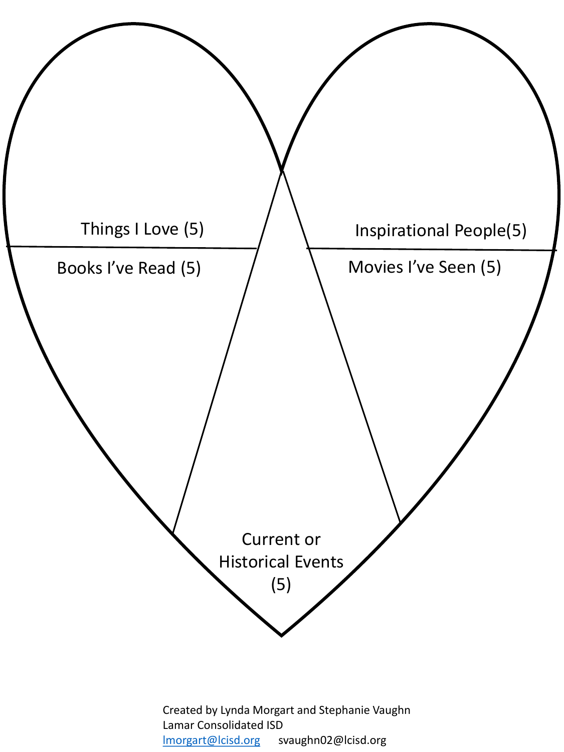Things I Love (5)

Books I've Read (5)

Inspirational People(5)

Movies I've Seen (5)

Current or Historical Events (5)

Created by Lynda Morgart and Stephanie Vaughn
Lamar Consolidated ISD
lmorgart@lcisd.org svaughn02@lcisd.org